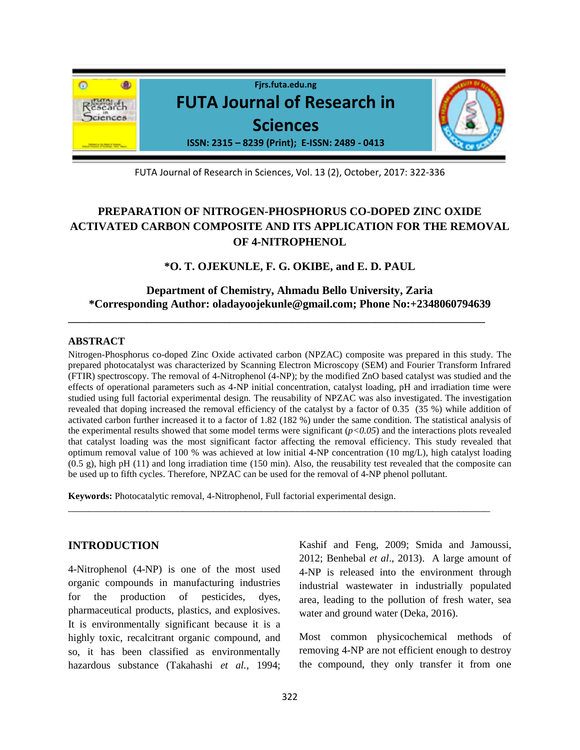# PREPARATION OF NITROGEN-PHOSPHORUS CO-DOPED ZINC OXIDE ACTIVATED CARBON COMPOSITE AND ITS APPLICATION FOR THE REMOVAL OF 4-NITROPHENOL

**\*O. T. OJEKUNLE, F. G. OKIBE, and E. D. PAUL**

**Department of Chemistry, Ahmadu Bello University, Zaria**
**\*Corresponding Author: oladayoojekunle@gmail.com; Phone No:+2348060794639**

## ABSTRACT

Nitrogen-Phosphorus co-doped Zinc Oxide activated carbon (NPZAC) composite was prepared in this study. The prepared photocatalyst was characterized by Scanning Electron Microscopy (SEM) and Fourier Transform Infrared (FTIR) spectroscopy. The removal of 4-Nitrophenol (4-NP); by the modified ZnO based catalyst was studied and the effects of operational parameters such as 4-NP initial concentration, catalyst loading, pH and irradiation time were studied using full factorial experimental design. The reusability of NPZAC was also investigated. The investigation revealed that doping increased the removal efficiency of the catalyst by a factor of 0.35 (35 %) while addition of activated carbon further increased it to a factor of 1.82 (182 %) under the same condition. The statistical analysis of the experimental results showed that some model terms were significant (*$p<0.05$*) and the interactions plots revealed that catalyst loading was the most significant factor affecting the removal efficiency. This study revealed that optimum removal value of 100 % was achieved at low initial 4-NP concentration (10 mg/L), high catalyst loading (0.5 g), high pH (11) and long irradiation time (150 min). Also, the reusability test revealed that the composite can be used up to fifth cycles. Therefore, NPZAC can be used for the removal of 4-NP phenol pollutant.

**Keywords:** Photocatalytic removal, 4-Nitrophenol, Full factorial experimental design.

## INTRODUCTION

4-Nitrophenol (4-NP) is one of the most used organic compounds in manufacturing industries for the production of pesticides, dyes, pharmaceutical products, plastics, and explosives. It is environmentally significant because it is a highly toxic, recalcitrant organic compound, and so, it has been classified as environmentally hazardous substance (Takahashi *et al.,* 1994; Kashif and Feng, 2009; Smida and Jamoussi, 2012; Benhebal *et al*., 2013). A large amount of 4-NP is released into the environment through industrial wastewater in industrially populated area, leading to the pollution of fresh water, sea water and ground water (Deka, 2016).

Most common physicochemical methods of removing 4-NP are not efficient enough to destroy the compound, they only transfer it from one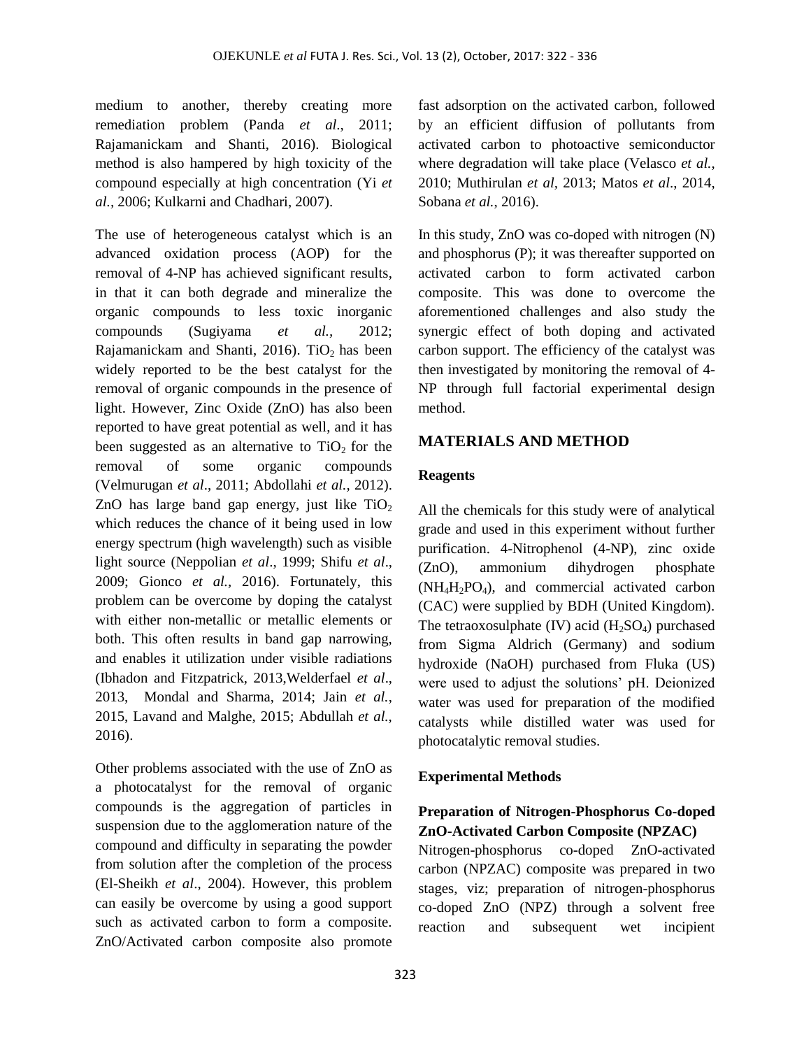medium to another, thereby creating more remediation problem (Panda *et al*., 2011; Rajamanickam and Shanti, 2016). Biological method is also hampered by high toxicity of the compound especially at high concentration (Yi *et al.,* 2006; Kulkarni and Chadhari, 2007).

The use of heterogeneous catalyst which is an advanced oxidation process (AOP) for the removal of 4-NP has achieved significant results, in that it can both degrade and mineralize the organic compounds to less toxic inorganic compounds (Sugiyama *et al.*, 2012; Rajamanickam and Shanti, 2016). $TiO_2$ has been widely reported to be the best catalyst for the removal of organic compounds in the presence of light. However, Zinc Oxide (ZnO) has also been reported to have great potential as well, and it has been suggested as an alternative to $TiO_2$ for the removal of some organic compounds (Velmurugan *et al*., 2011; Abdollahi *et al.,* 2012). ZnO has large band gap energy, just like $TiO_2$ which reduces the chance of it being used in low energy spectrum (high wavelength) such as visible light source (Neppolian *et al*., 1999; Shifu *et al*., 2009; Gionco *et al.,* 2016). Fortunately, this problem can be overcome by doping the catalyst with either non-metallic or metallic elements or both. This often results in band gap narrowing, and enables it utilization under visible radiations (Ibhadon and Fitzpatrick, 2013,Welderfael *et al*., 2013, Mondal and Sharma, 2014; Jain *et al.,* 2015, Lavand and Malghe, 2015; Abdullah *et al.,* 2016).

Other problems associated with the use of ZnO as a photocatalyst for the removal of organic compounds is the aggregation of particles in suspension due to the agglomeration nature of the compound and difficulty in separating the powder from solution after the completion of the process (El-Sheikh *et al*., 2004). However, this problem can easily be overcome by using a good support such as activated carbon to form a composite. ZnO/Activated carbon composite also promote fast adsorption on the activated carbon, followed by an efficient diffusion of pollutants from activated carbon to photoactive semiconductor where degradation will take place (Velasco *et al.*, 2010; Muthirulan *et al*, 2013; Matos *et al*., 2014, Sobana *et al.*, 2016).

In this study, ZnO was co-doped with nitrogen (N) and phosphorus (P); it was thereafter supported on activated carbon to form activated carbon composite. This was done to overcome the aforementioned challenges and also study the synergic effect of both doping and activated carbon support. The efficiency of the catalyst was then investigated by monitoring the removal of 4-NP through full factorial experimental design method.

## MATERIALS AND METHOD

### Reagents

All the chemicals for this study were of analytical grade and used in this experiment without further purification. 4-Nitrophenol (4-NP), zinc oxide (ZnO), ammonium dihydrogen phosphate ($NH_4H_2PO_4$), and commercial activated carbon (CAC) were supplied by BDH (United Kingdom). The tetraoxosulphate (IV) acid ($H_2SO_4$) purchased from Sigma Aldrich (Germany) and sodium hydroxide (NaOH) purchased from Fluka (US) were used to adjust the solutions' pH. Deionized water was used for preparation of the modified catalysts while distilled water was used for photocatalytic removal studies.

### Experimental Methods

#### Preparation of Nitrogen-Phosphorus Co-doped ZnO-Activated Carbon Composite (NPZAC)

Nitrogen-phosphorus co-doped ZnO-activated carbon (NPZAC) composite was prepared in two stages, viz; preparation of nitrogen-phosphorus co-doped ZnO (NPZ) through a solvent free reaction and subsequent wet incipient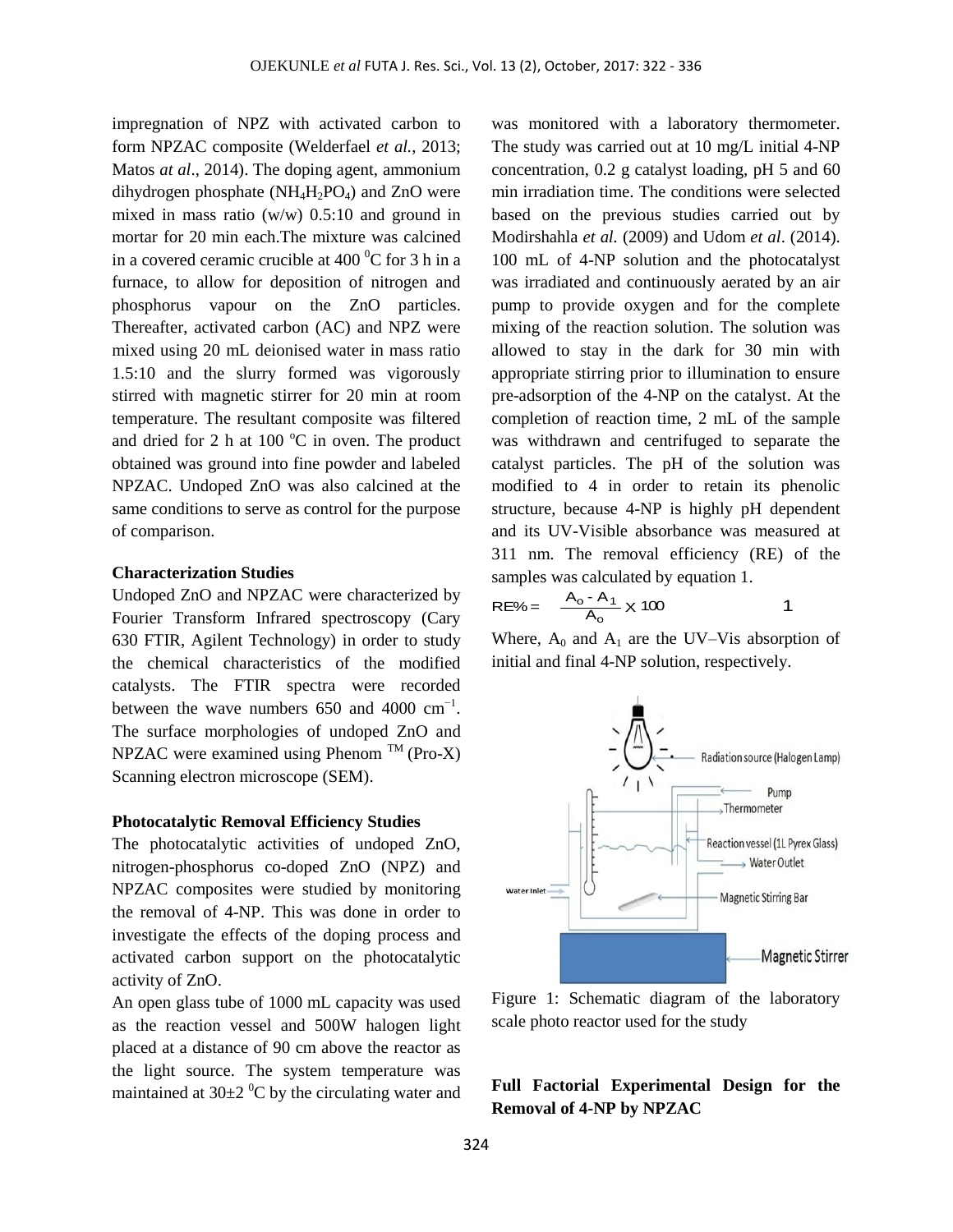impregnation of NPZ with activated carbon to form NPZAC composite (Welderfael *et al.*, 2013; Matos *at al*., 2014). The doping agent, ammonium dihydrogen phosphate ($NH_4H_2PO_4$) and ZnO were mixed in mass ratio (w/w) 0.5:10 and ground in mortar for 20 min each.The mixture was calcined in a covered ceramic crucible at 400 $^0$C for 3 h in a furnace, to allow for deposition of nitrogen and phosphorus vapour on the ZnO particles. Thereafter, activated carbon (AC) and NPZ were mixed using 20 mL deionised water in mass ratio 1.5:10 and the slurry formed was vigorously stirred with magnetic stirrer for 20 min at room temperature. The resultant composite was filtered and dried for 2 h at 100 $^o$C in oven. The product obtained was ground into fine powder and labeled NPZAC. Undoped ZnO was also calcined at the same conditions to serve as control for the purpose of comparison.

**Characterization Studies**

Undoped ZnO and NPZAC were characterized by Fourier Transform Infrared spectroscopy (Cary 630 FTIR, Agilent Technology) in order to study the chemical characteristics of the modified catalysts. The FTIR spectra were recorded between the wave numbers 650 and 4000 cm$^{-1}$. The surface morphologies of undoped ZnO and NPZAC were examined using Phenom $^{TM}$ (Pro-X) Scanning electron microscope (SEM).

**Photocatalytic Removal Efficiency Studies**

The photocatalytic activities of undoped ZnO, nitrogen-phosphorus co-doped ZnO (NPZ) and NPZAC composites were studied by monitoring the removal of 4-NP. This was done in order to investigate the effects of the doping process and activated carbon support on the photocatalytic activity of ZnO.

An open glass tube of 1000 mL capacity was used as the reaction vessel and 500W halogen light placed at a distance of 90 cm above the reactor as the light source. The system temperature was maintained at 30±2 $^0$C by the circulating water and was monitored with a laboratory thermometer. The study was carried out at 10 mg/L initial 4-NP concentration, 0.2 g catalyst loading, pH 5 and 60 min irradiation time. The conditions were selected based on the previous studies carried out by Modirshahla *et al.* (2009) and Udom *et al*. (2014). 100 mL of 4-NP solution and the photocatalyst was irradiated and continuously aerated by an air pump to provide oxygen and for the complete mixing of the reaction solution. The solution was allowed to stay in the dark for 30 min with appropriate stirring prior to illumination to ensure pre-adsorption of the 4-NP on the catalyst. At the completion of reaction time, 2 mL of the sample was withdrawn and centrifuged to separate the catalyst particles. The pH of the solution was modified to 4 in order to retain its phenolic structure, because 4-NP is highly pH dependent and its UV-Visible absorbance was measured at 311 nm. The removal efficiency (RE) of the samples was calculated by equation 1.

$$RE\% = \frac{A_o - A_1}{A_o} \times 100 \qquad 1$$

Where, $A_0$ and $A_1$ are the UV–Vis absorption of initial and final 4-NP solution, respectively.

Figure 1: Schematic diagram of the laboratory scale photo reactor used for the study

**Full Factorial Experimental Design for the Removal of 4-NP by NPZAC**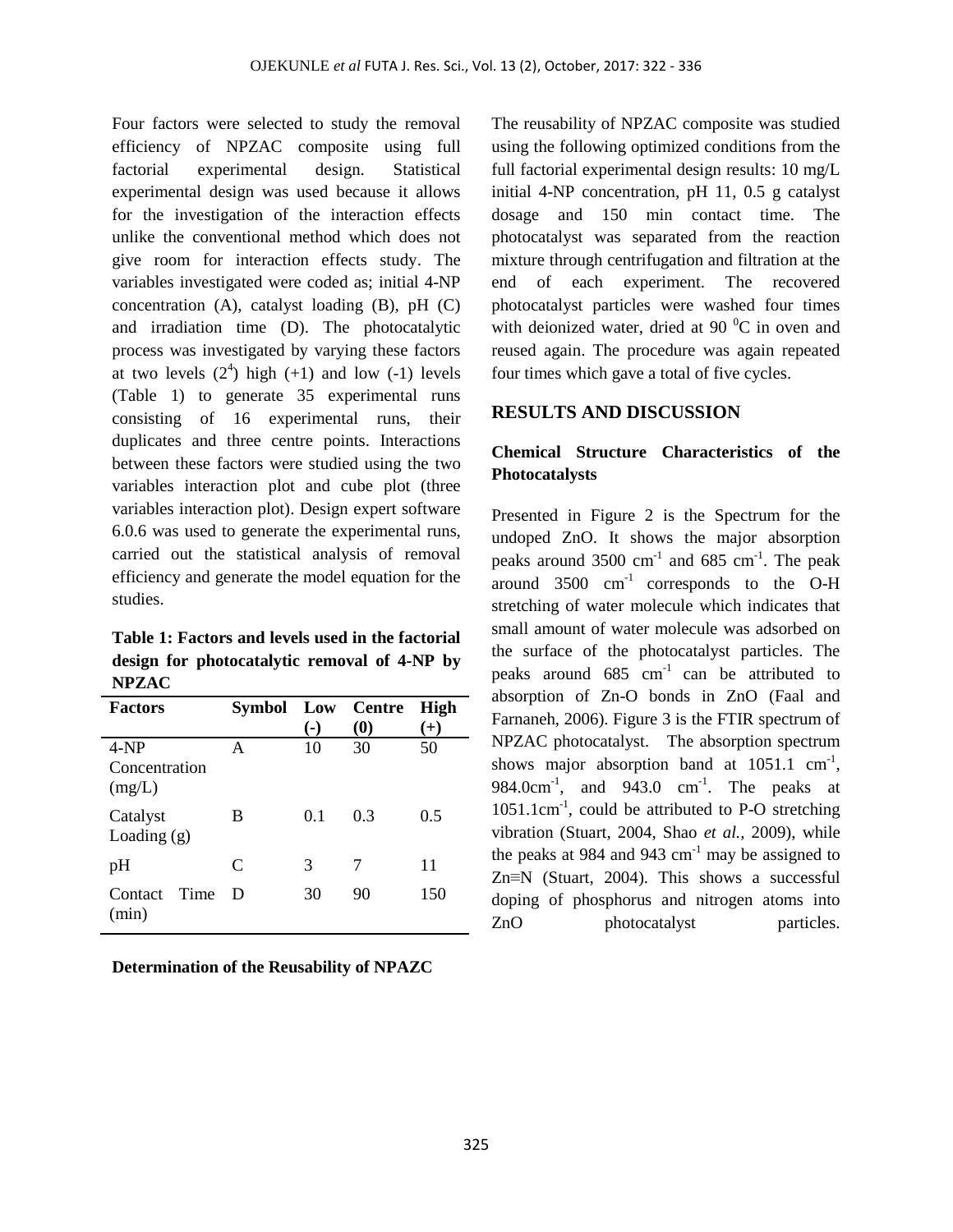Four factors were selected to study the removal efficiency of NPZAC composite using full factorial experimental design. Statistical experimental design was used because it allows for the investigation of the interaction effects unlike the conventional method which does not give room for interaction effects study. The variables investigated were coded as; initial 4-NP concentration (A), catalyst loading (B), pH (C) and irradiation time (D). The photocatalytic process was investigated by varying these factors at two levels ($2^4$) high (+1) and low (-1) levels (Table 1) to generate 35 experimental runs consisting of 16 experimental runs, their duplicates and three centre points. Interactions between these factors were studied using the two variables interaction plot and cube plot (three variables interaction plot). Design expert software 6.0.6 was used to generate the experimental runs, carried out the statistical analysis of removal efficiency and generate the model equation for the studies.

**Table 1: Factors and levels used in the factorial design for photocatalytic removal of 4-NP by NPZAC**

| Factors | Symbol | Low (-) | Centre (0) | High (+) |
|---|---|---|---|---|
| 4-NP Concentration (mg/L) | A | 10 | 30 | 50 |
| Catalyst Loading (g) | B | 0.1 | 0.3 | 0.5 |
| pH | C | 3 | 7 | 11 |
| Contact Time (min) | D | 30 | 90 | 150 |

**Determination of the Reusability of NPAZC**

The reusability of NPZAC composite was studied using the following optimized conditions from the full factorial experimental design results: 10 mg/L initial 4-NP concentration, pH 11, 0.5 g catalyst dosage and 150 min contact time. The photocatalyst was separated from the reaction mixture through centrifugation and filtration at the end of each experiment. The recovered photocatalyst particles were washed four times with deionized water, dried at 90 $^0$C in oven and reused again. The procedure was again repeated four times which gave a total of five cycles.

## RESULTS AND DISCUSSION

### Chemical Structure Characteristics of the Photocatalysts

Presented in Figure 2 is the Spectrum for the undoped ZnO. It shows the major absorption peaks around 3500 $cm^{-1}$ and 685 $cm^{-1}$. The peak around 3500 $cm^{-1}$ corresponds to the O-H stretching of water molecule which indicates that small amount of water molecule was adsorbed on the surface of the photocatalyst particles. The peaks around 685 $cm^{-1}$ can be attributed to absorption of Zn-O bonds in ZnO (Faal and Farnaneh, 2006). Figure 3 is the FTIR spectrum of NPZAC photocatalyst. The absorption spectrum shows major absorption band at 1051.1 $cm^{-1}$, 984.0$cm^{-1}$, and 943.0 $cm^{-1}$. The peaks at 1051.1$cm^{-1}$, could be attributed to P-O stretching vibration (Stuart, 2004, Shao *et al.*, 2009), while the peaks at 984 and 943 $cm^{-1}$ may be assigned to Zn≡N (Stuart, 2004). This shows a successful doping of phosphorus and nitrogen atoms into ZnO photocatalyst particles.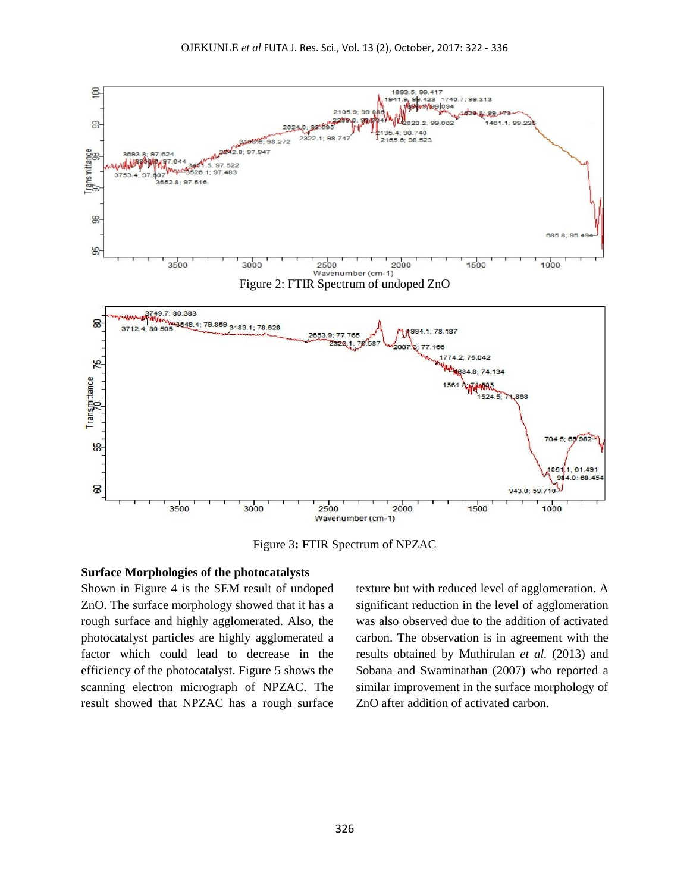Figure 2: FTIR Spectrum of undoped ZnO

Figure 3**:** FTIR Spectrum of NPZAC

**Surface Morphologies of the photocatalysts**

Shown in Figure 4 is the SEM result of undoped ZnO. The surface morphology showed that it has a rough surface and highly agglomerated. Also, the photocatalyst particles are highly agglomerated a factor which could lead to decrease in the efficiency of the photocatalyst. Figure 5 shows the scanning electron micrograph of NPZAC. The result showed that NPZAC has a rough surface texture but with reduced level of agglomeration. A significant reduction in the level of agglomeration was also observed due to the addition of activated carbon. The observation is in agreement with the results obtained by Muthirulan *et al.* (2013) and Sobana and Swaminathan (2007) who reported a similar improvement in the surface morphology of ZnO after addition of activated carbon.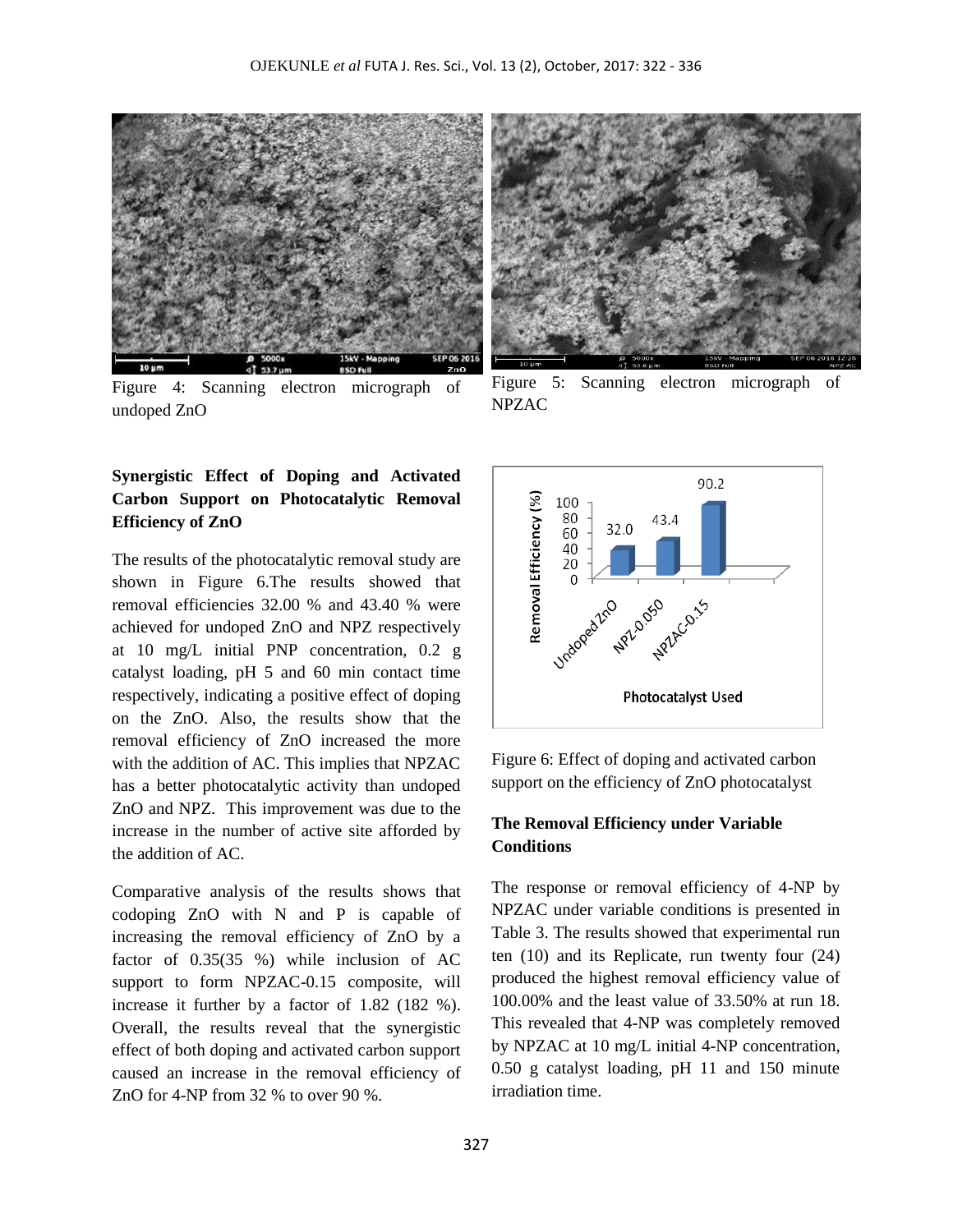Figure 4: Scanning electron micrograph of undoped ZnO

Figure 5: Scanning electron micrograph of NPZAC

### Synergistic Effect of Doping and Activated Carbon Support on Photocatalytic Removal Efficiency of ZnO

The results of the photocatalytic removal study are shown in Figure 6.The results showed that removal efficiencies 32.00 % and 43.40 % were achieved for undoped ZnO and NPZ respectively at 10 mg/L initial PNP concentration, 0.2 g catalyst loading, pH 5 and 60 min contact time respectively, indicating a positive effect of doping on the ZnO. Also, the results show that the removal efficiency of ZnO increased the more with the addition of AC. This implies that NPZAC has a better photocatalytic activity than undoped ZnO and NPZ. This improvement was due to the increase in the number of active site afforded by the addition of AC.

Comparative analysis of the results shows that codoping ZnO with N and P is capable of increasing the removal efficiency of ZnO by a factor of 0.35(35 %) while inclusion of AC support to form NPZAC-0.15 composite, will increase it further by a factor of 1.82 (182 %). Overall, the results reveal that the synergistic effect of both doping and activated carbon support caused an increase in the removal efficiency of ZnO for 4-NP from 32 % to over 90 %.

Figure 6: Effect of doping and activated carbon support on the efficiency of ZnO photocatalyst

### The Removal Efficiency under Variable Conditions

The response or removal efficiency of 4-NP by NPZAC under variable conditions is presented in Table 3. The results showed that experimental run ten (10) and its Replicate, run twenty four (24) produced the highest removal efficiency value of 100.00% and the least value of 33.50% at run 18. This revealed that 4-NP was completely removed by NPZAC at 10 mg/L initial 4-NP concentration, 0.50 g catalyst loading, pH 11 and 150 minute irradiation time.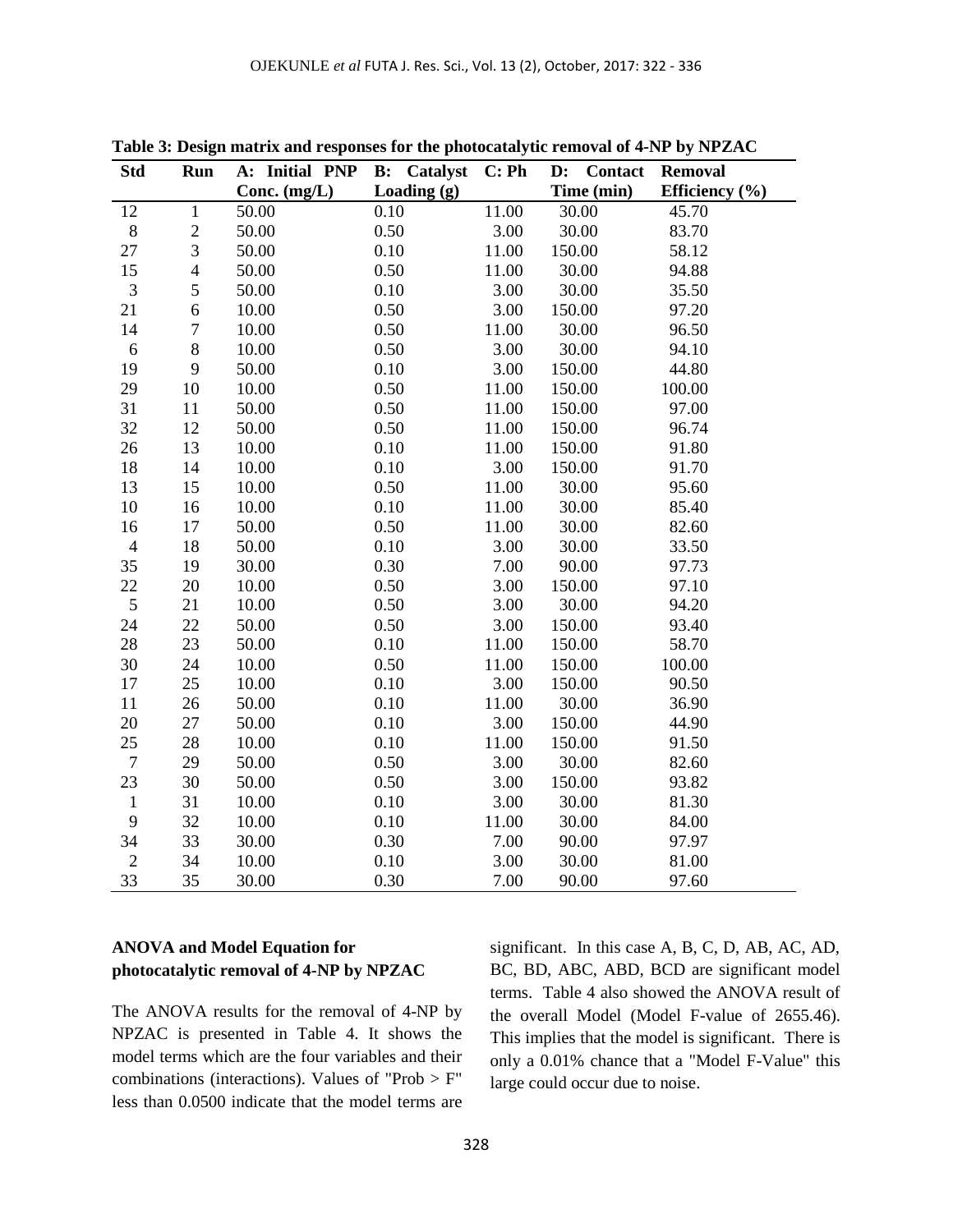**Table 3: Design matrix and responses for the photocatalytic removal of 4-NP by NPZAC**

| Std | Run | A: Initial PNP Conc. (mg/L) | B: Catalyst Loading (g) | C: Ph | D: Contact Time (min) | Removal Efficiency (%) |
|---|---|---|---|---|---|---|
| 12 | 1 | 50.00 | 0.10 | 11.00 | 30.00 | 45.70 |
| 8 | 2 | 50.00 | 0.50 | 3.00 | 30.00 | 83.70 |
| 27 | 3 | 50.00 | 0.10 | 11.00 | 150.00 | 58.12 |
| 15 | 4 | 50.00 | 0.50 | 11.00 | 30.00 | 94.88 |
| 3 | 5 | 50.00 | 0.10 | 3.00 | 30.00 | 35.50 |
| 21 | 6 | 10.00 | 0.50 | 3.00 | 150.00 | 97.20 |
| 14 | 7 | 10.00 | 0.50 | 11.00 | 30.00 | 96.50 |
| 6 | 8 | 10.00 | 0.50 | 3.00 | 30.00 | 94.10 |
| 19 | 9 | 50.00 | 0.10 | 3.00 | 150.00 | 44.80 |
| 29 | 10 | 10.00 | 0.50 | 11.00 | 150.00 | 100.00 |
| 31 | 11 | 50.00 | 0.50 | 11.00 | 150.00 | 97.00 |
| 32 | 12 | 50.00 | 0.50 | 11.00 | 150.00 | 96.74 |
| 26 | 13 | 10.00 | 0.10 | 11.00 | 150.00 | 91.80 |
| 18 | 14 | 10.00 | 0.10 | 3.00 | 150.00 | 91.70 |
| 13 | 15 | 10.00 | 0.50 | 11.00 | 30.00 | 95.60 |
| 10 | 16 | 10.00 | 0.10 | 11.00 | 30.00 | 85.40 |
| 16 | 17 | 50.00 | 0.50 | 11.00 | 30.00 | 82.60 |
| 4 | 18 | 50.00 | 0.10 | 3.00 | 30.00 | 33.50 |
| 35 | 19 | 30.00 | 0.30 | 7.00 | 90.00 | 97.73 |
| 22 | 20 | 10.00 | 0.50 | 3.00 | 150.00 | 97.10 |
| 5 | 21 | 10.00 | 0.50 | 3.00 | 30.00 | 94.20 |
| 24 | 22 | 50.00 | 0.50 | 3.00 | 150.00 | 93.40 |
| 28 | 23 | 50.00 | 0.10 | 11.00 | 150.00 | 58.70 |
| 30 | 24 | 10.00 | 0.50 | 11.00 | 150.00 | 100.00 |
| 17 | 25 | 10.00 | 0.10 | 3.00 | 150.00 | 90.50 |
| 11 | 26 | 50.00 | 0.10 | 11.00 | 30.00 | 36.90 |
| 20 | 27 | 50.00 | 0.10 | 3.00 | 150.00 | 44.90 |
| 25 | 28 | 10.00 | 0.10 | 11.00 | 150.00 | 91.50 |
| 7 | 29 | 50.00 | 0.50 | 3.00 | 30.00 | 82.60 |
| 23 | 30 | 50.00 | 0.50 | 3.00 | 150.00 | 93.82 |
| 1 | 31 | 10.00 | 0.10 | 3.00 | 30.00 | 81.30 |
| 9 | 32 | 10.00 | 0.10 | 11.00 | 30.00 | 84.00 |
| 34 | 33 | 30.00 | 0.30 | 7.00 | 90.00 | 97.97 |
| 2 | 34 | 10.00 | 0.10 | 3.00 | 30.00 | 81.00 |
| 33 | 35 | 30.00 | 0.30 | 7.00 | 90.00 | 97.60 |

**ANOVA and Model Equation for photocatalytic removal of 4-NP by NPZAC**

The ANOVA results for the removal of 4-NP by NPZAC is presented in Table 4. It shows the model terms which are the four variables and their combinations (interactions). Values of "Prob > F" less than 0.0500 indicate that the model terms are significant. In this case A, B, C, D, AB, AC, AD, BC, BD, ABC, ABD, BCD are significant model terms. Table 4 also showed the ANOVA result of the overall Model (Model F-value of 2655.46). This implies that the model is significant. There is only a 0.01% chance that a "Model F-Value" this large could occur due to noise.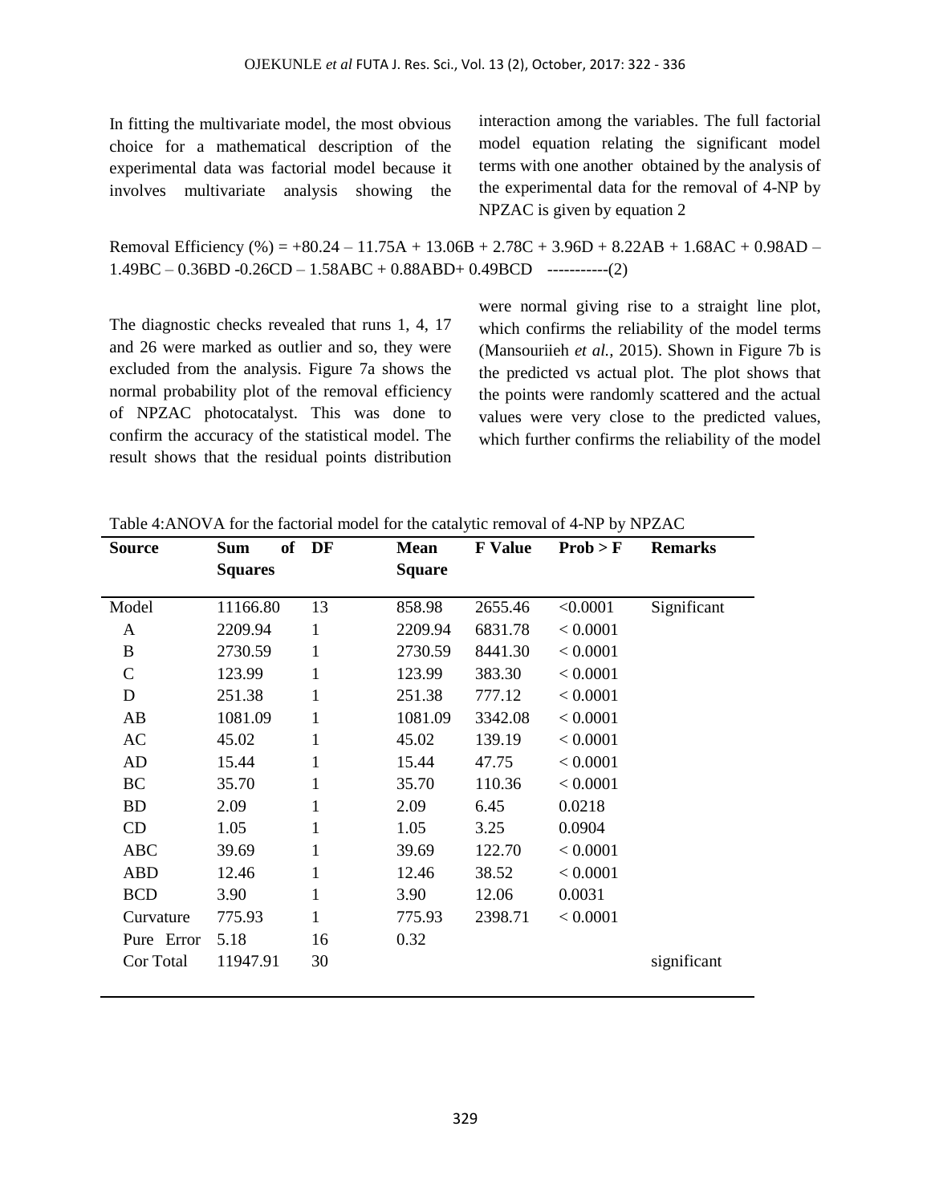In fitting the multivariate model, the most obvious choice for a mathematical description of the experimental data was factorial model because it involves multivariate analysis showing the interaction among the variables. The full factorial model equation relating the significant model terms with one another obtained by the analysis of the experimental data for the removal of 4-NP by NPZAC is given by equation 2

$$\text{Removal Efficiency (\%)} = +80.24 - 11.75A + 13.06B + 2.78C + 3.96D + 8.22AB + 1.68AC + 0.98AD - 1.49BC - 0.36BD - 0.26CD - 1.58ABC + 0.88ABD + 0.49BCD \quad (2)$$

The diagnostic checks revealed that runs 1, 4, 17 and 26 were marked as outlier and so, they were excluded from the analysis. Figure 7a shows the normal probability plot of the removal efficiency of NPZAC photocatalyst. This was done to confirm the accuracy of the statistical model. The result shows that the residual points distribution were normal giving rise to a straight line plot, which confirms the reliability of the model terms (Mansouriieh *et al.,* 2015). Shown in Figure 7b is the predicted vs actual plot. The plot shows that the points were randomly scattered and the actual values were very close to the predicted values, which further confirms the reliability of the model

Table 4:ANOVA for the factorial model for the catalytic removal of 4-NP by NPZAC

| Source | Sum of Squares | DF | Mean Square | F Value | Prob > F | Remarks |
|---|---|---|---|---|---|---|
| Model | 11166.80 | 13 | 858.98 | 2655.46 | <0.0001 | Significant |
| A | 2209.94 | 1 | 2209.94 | 6831.78 | < 0.0001 | |
| B | 2730.59 | 1 | 2730.59 | 8441.30 | < 0.0001 | |
| C | 123.99 | 1 | 123.99 | 383.30 | < 0.0001 | |
| D | 251.38 | 1 | 251.38 | 777.12 | < 0.0001 | |
| AB | 1081.09 | 1 | 1081.09 | 3342.08 | < 0.0001 | |
| AC | 45.02 | 1 | 45.02 | 139.19 | < 0.0001 | |
| AD | 15.44 | 1 | 15.44 | 47.75 | < 0.0001 | |
| BC | 35.70 | 1 | 35.70 | 110.36 | < 0.0001 | |
| BD | 2.09 | 1 | 2.09 | 6.45 | 0.0218 | |
| CD | 1.05 | 1 | 1.05 | 3.25 | 0.0904 | |
| ABC | 39.69 | 1 | 39.69 | 122.70 | < 0.0001 | |
| ABD | 12.46 | 1 | 12.46 | 38.52 | < 0.0001 | |
| BCD | 3.90 | 1 | 3.90 | 12.06 | 0.0031 | |
| Curvature | 775.93 | 1 | 775.93 | 2398.71 | < 0.0001 | |
| Pure Error | 5.18 | 16 | 0.32 | | | |
| Cor Total | 11947.91 | 30 | | | | significant |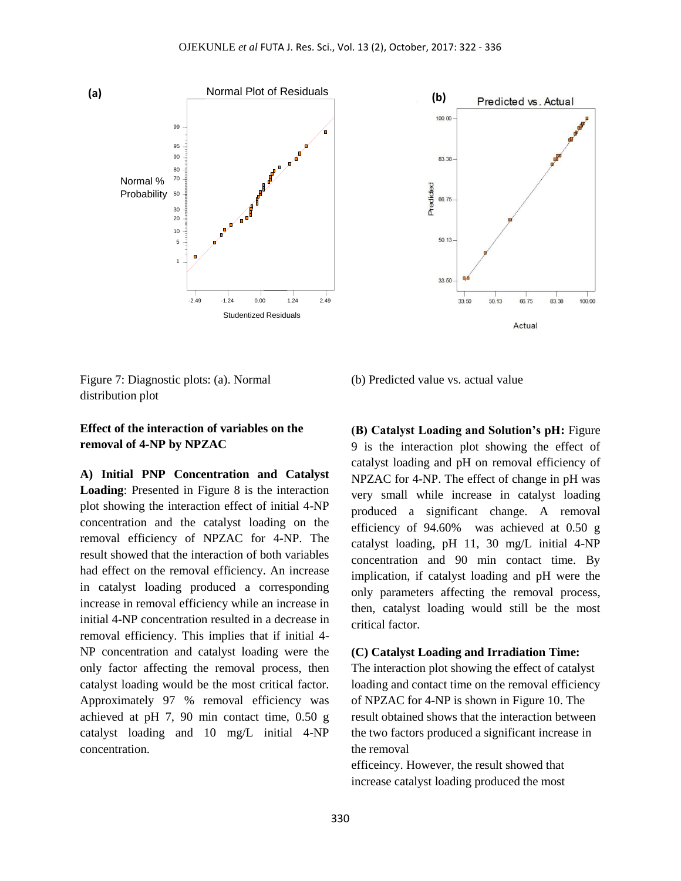Figure 7: Diagnostic plots: (a). Normal distribution plot (b) Predicted value vs. actual value

**Effect of the interaction of variables on the removal of 4-NP by NPZAC**

**A) Initial PNP Concentration and Catalyst Loading**: Presented in Figure 8 is the interaction plot showing the interaction effect of initial 4-NP concentration and the catalyst loading on the removal efficiency of NPZAC for 4-NP. The result showed that the interaction of both variables had effect on the removal efficiency. An increase in catalyst loading produced a corresponding increase in removal efficiency while an increase in initial 4-NP concentration resulted in a decrease in removal efficiency. This implies that if initial 4-NP concentration and catalyst loading were the only factor affecting the removal process, then catalyst loading would be the most critical factor. Approximately 97 % removal efficiency was achieved at pH 7, 90 min contact time, 0.50 g catalyst loading and 10 mg/L initial 4-NP concentration.

**(B) Catalyst Loading and Solution's pH:** Figure 9 is the interaction plot showing the effect of catalyst loading and pH on removal efficiency of NPZAC for 4-NP. The effect of change in pH was very small while increase in catalyst loading produced a significant change. A removal efficiency of 94.60% was achieved at 0.50 g catalyst loading, pH 11, 30 mg/L initial 4-NP concentration and 90 min contact time. By implication, if catalyst loading and pH were the only parameters affecting the removal process, then, catalyst loading would still be the most critical factor.

**(C) Catalyst Loading and Irradiation Time:** The interaction plot showing the effect of catalyst loading and contact time on the removal efficiency of NPZAC for 4-NP is shown in Figure 10. The result obtained shows that the interaction between the two factors produced a significant increase in the removal efficeincy. However, the result showed that increase catalyst loading produced the most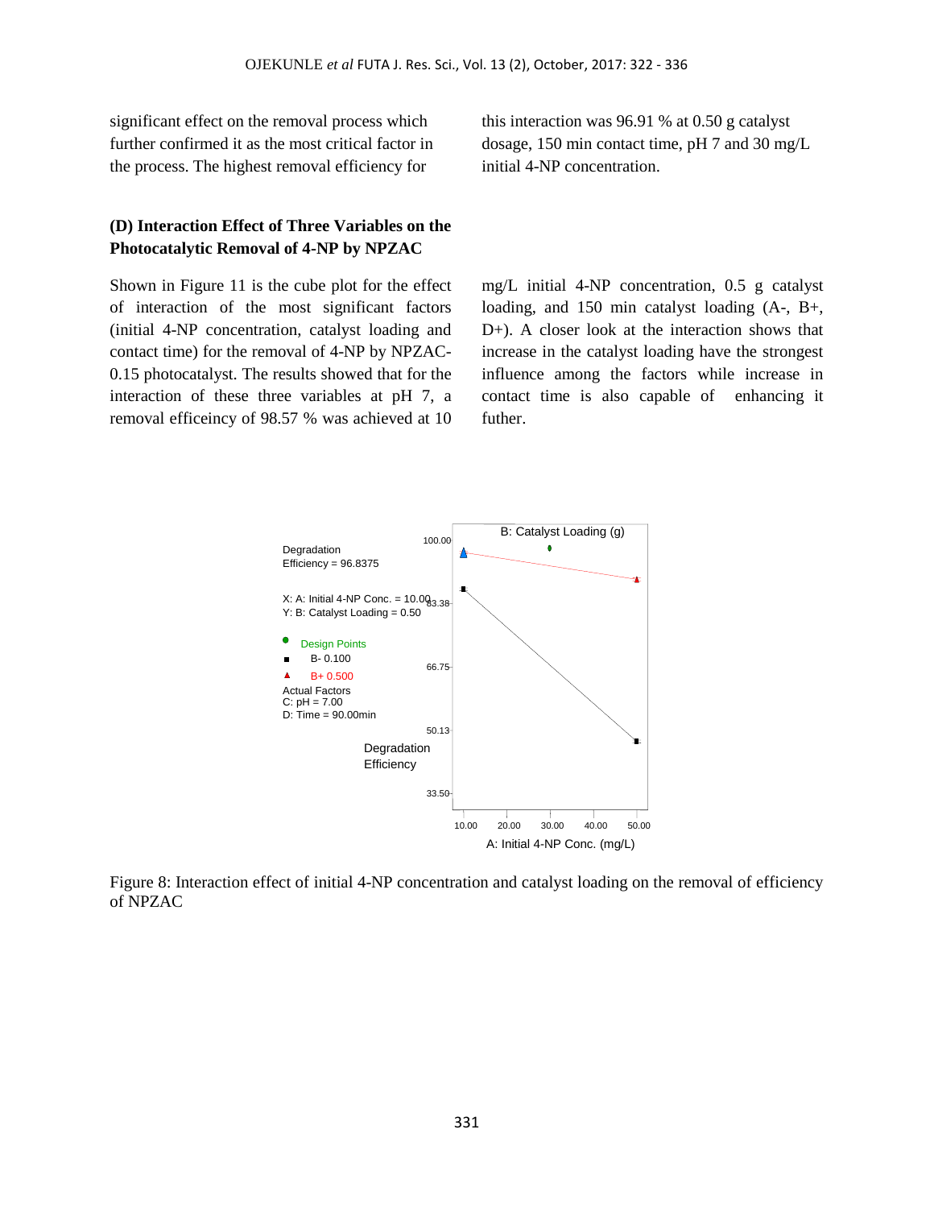significant effect on the removal process which further confirmed it as the most critical factor in the process. The highest removal efficiency for this interaction was 96.91 % at 0.50 g catalyst dosage, 150 min contact time, pH 7 and 30 mg/L initial 4-NP concentration.

### (D) Interaction Effect of Three Variables on the Photocatalytic Removal of 4-NP by NPZAC

Shown in Figure 11 is the cube plot for the effect of interaction of the most significant factors (initial 4-NP concentration, catalyst loading and contact time) for the removal of 4-NP by NPZAC-0.15 photocatalyst. The results showed that for the interaction of these three variables at pH 7, a removal efficeincy of 98.57 % was achieved at 10 mg/L initial 4-NP concentration, 0.5 g catalyst loading, and 150 min catalyst loading (A-, B+, D+). A closer look at the interaction shows that increase in the catalyst loading have the strongest influence among the factors while increase in contact time is also capable of enhancing it futher.

Figure 8: Interaction effect of initial 4-NP concentration and catalyst loading on the removal of efficiency of NPZAC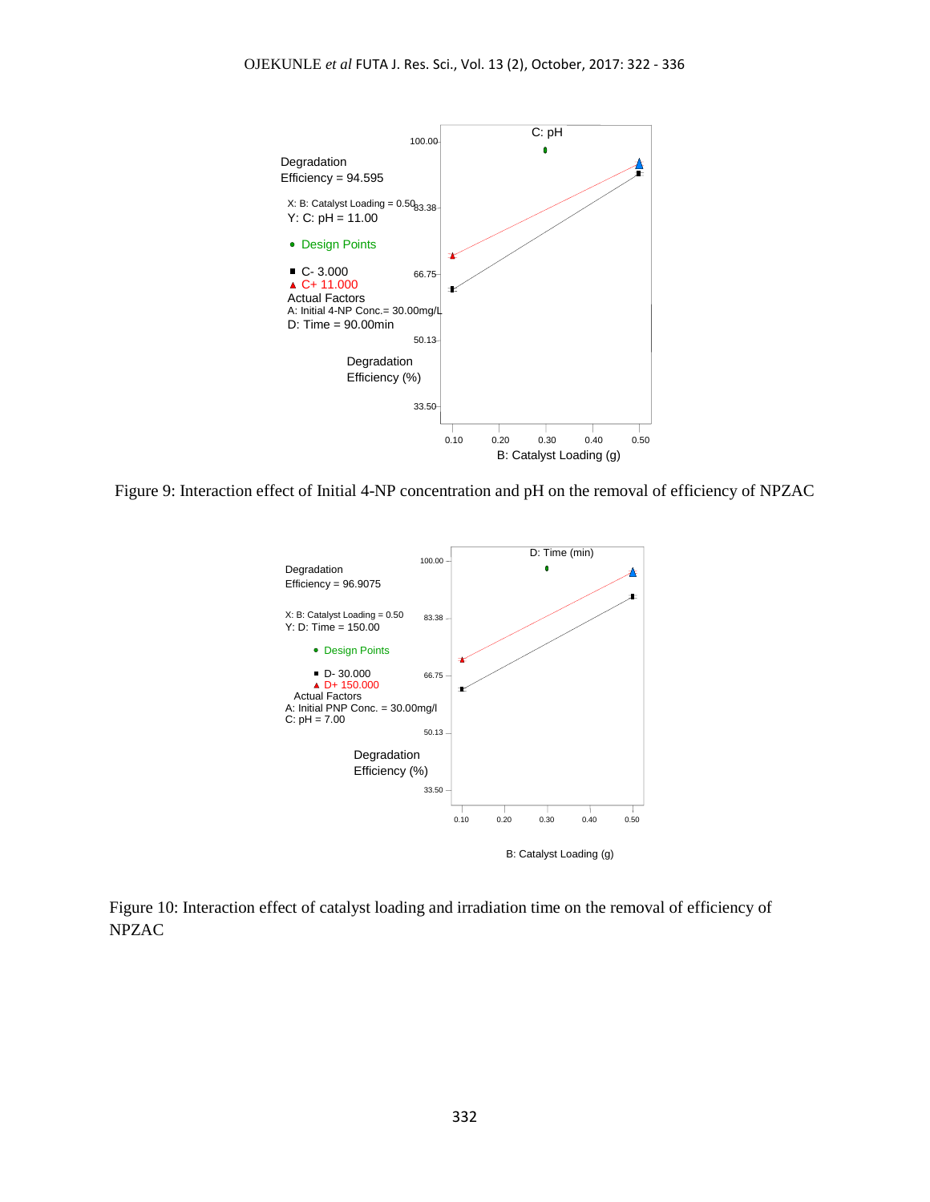Degradation Efficiency = 94.595

X: B: Catalyst Loading = 0.50
Y: C: pH = 11.00

Design Points

C- 3.000
C+ 11.000

Actual Factors
A: Initial 4-NP Conc.= 30.00mg/L
D: Time = 90.00min

Figure 9: Interaction effect of Initial 4-NP concentration and pH on the removal of efficiency of NPZAC

Degradation Efficiency = 96.9075

X: B: Catalyst Loading = 0.50
Y: D: Time = 150.00

Design Points

D- 30.000
D+ 150.000

Actual Factors
A: Initial PNP Conc. = 30.00mg/l
C: pH = 7.00

Figure 10: Interaction effect of catalyst loading and irradiation time on the removal of efficiency of NPZAC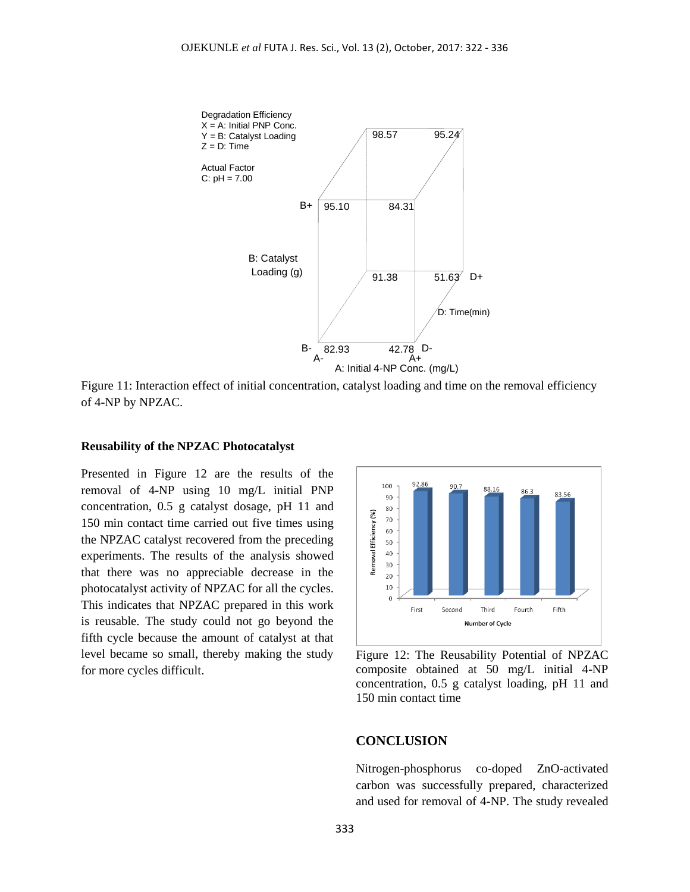Figure 11: Interaction effect of initial concentration, catalyst loading and time on the removal efficiency of 4-NP by NPZAC.

### Reusability of the NPZAC Photocatalyst

Presented in Figure 12 are the results of the removal of 4-NP using 10 mg/L initial PNP concentration, 0.5 g catalyst dosage, pH 11 and 150 min contact time carried out five times using the NPZAC catalyst recovered from the preceding experiments. The results of the analysis showed that there was no appreciable decrease in the photocatalyst activity of NPZAC for all the cycles. This indicates that NPZAC prepared in this work is reusable. The study could not go beyond the fifth cycle because the amount of catalyst at that level became so small, thereby making the study for more cycles difficult.

Figure 12: The Reusability Potential of NPZAC composite obtained at 50 mg/L initial 4-NP concentration, 0.5 g catalyst loading, pH 11 and 150 min contact time

## CONCLUSION

Nitrogen-phosphorus co-doped ZnO-activated carbon was successfully prepared, characterized and used for removal of 4-NP. The study revealed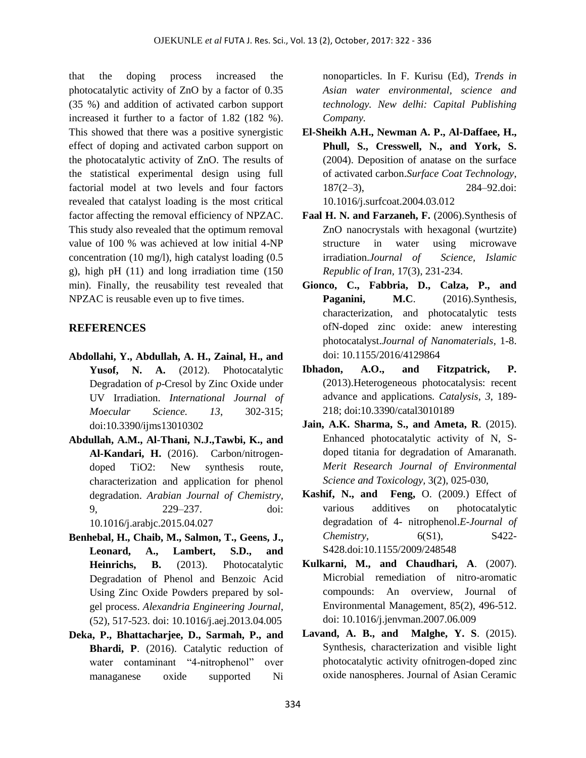that the doping process increased the photocatalytic activity of ZnO by a factor of 0.35 (35 %) and addition of activated carbon support increased it further to a factor of 1.82 (182 %). This showed that there was a positive synergistic effect of doping and activated carbon support on the photocatalytic activity of ZnO. The results of the statistical experimental design using full factorial model at two levels and four factors revealed that catalyst loading is the most critical factor affecting the removal efficiency of NPZAC. This study also revealed that the optimum removal value of 100 % was achieved at low initial 4-NP concentration (10 mg/l), high catalyst loading (0.5 g), high pH (11) and long irradiation time (150 min). Finally, the reusability test revealed that NPZAC is reusable even up to five times.

## REFERENCES

**Abdollahi, Y., Abdullah, A. H., Zainal, H., and Yusof, N. A.** (2012). Photocatalytic Degradation of *p*-Cresol by Zinc Oxide under UV Irradiation. *International Journal of Moecular Science. 13*, 302-315; doi:10.3390/ijms13010302

**Abdullah, A.M., Al-Thani, N.J.,Tawbi, K., and Al-Kandari, H.** (2016). Carbon/nitrogen-doped TiO2: New synthesis route, characterization and application for phenol degradation. *Arabian Journal of Chemistry*, 9, 229–237. doi: 10.1016/j.arabjc.2015.04.027

**Benhebal, H., Chaib, M., Salmon, T., Geens, J., Leonard, A., Lambert, S.D., and Heinrichs, B.** (2013). Photocatalytic Degradation of Phenol and Benzoic Acid Using Zinc Oxide Powders prepared by sol-gel process. *Alexandria Engineering Journal*, (52), 517-523. doi: 10.1016/j.aej.2013.04.005

**Deka, P., Bhattacharjee, D., Sarmah, P., and Bhardi, P**. (2016). Catalytic reduction of water contaminant "4-nitrophenol" over managanese oxide supported Ni nonoparticles. In F. Kurisu (Ed), *Trends in Asian water environmental, science and technology. New delhi: Capital Publishing Company.*

**El-Sheikh A.H., Newman A. P., Al-Daffaee, H., Phull, S., Cresswell, N., and York, S.** (2004). Deposition of anatase on the surface of activated carbon.*Surface Coat Technology*, 187(2–3), 284–92.doi: 10.1016/j.surfcoat.2004.03.012

**Faal H. N. and Farzaneh, F.** (2006).Synthesis of ZnO nanocrystals with hexagonal (wurtzite) structure in water using microwave irradiation.*Journal of Science, Islamic Republic of Iran*, 17(3), 231-234.

**Gionco, C., Fabbria, D., Calza, P., and Paganini, M.C**. (2016).Synthesis, characterization, and photocatalytic tests ofN-doped zinc oxide: anew interesting photocatalyst.*Journal of Nanomaterials*, 1-8. doi: 10.1155/2016/4129864

**Ibhadon, A.O., and Fitzpatrick, P.** (2013).Heterogeneous photocatalysis: recent advance and applications. *Catalysis*, *3*, 189-218; doi:10.3390/catal3010189

**Jain, A.K. Sharma, S., and Ameta, R**. (2015). Enhanced photocatalytic activity of N, S-doped titania for degradation of Amaranath. *Merit Research Journal of Environmental Science and Toxicology*, 3(2), 025-030,

**Kashif, N., and Feng,** O. (2009.) Effect of various additives on photocatalytic degradation of 4- nitrophenol.*E-Journal of Chemistry*, 6(S1), S422-S428.doi:10.1155/2009/248548

**Kulkarni, M., and Chaudhari, A**. (2007). Microbial remediation of nitro-aromatic compounds: An overview, Journal of Environmental Management, 85(2), 496-512. doi: 10.1016/j.jenvman.2007.06.009

**Lavand, A. B., and Malghe, Y. S**. (2015). Synthesis, characterization and visible light photocatalytic activity ofnitrogen-doped zinc oxide nanospheres. Journal of Asian Ceramic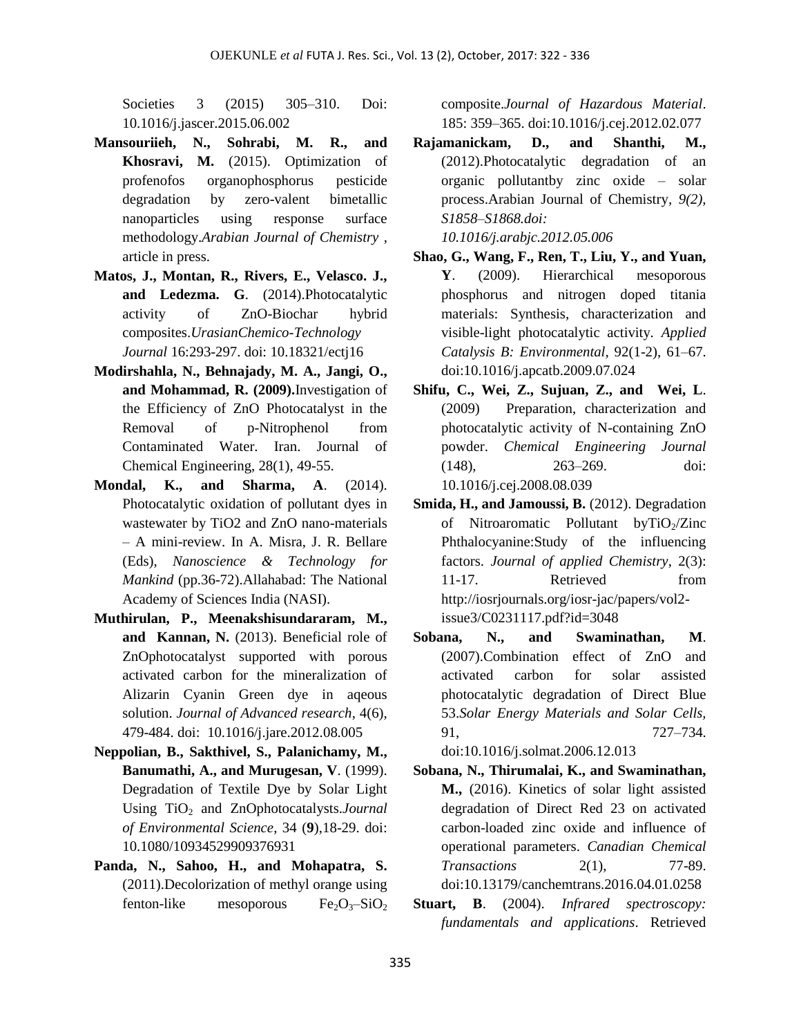Societies 3 (2015) 305–310. Doi: 10.1016/j.jascer.2015.06.002

**Mansouriieh, N., Sohrabi, M. R., and Khosravi, M.** (2015). Optimization of profenofos organophosphorus pesticide degradation by zero-valent bimetallic nanoparticles using response surface methodology.*Arabian Journal of Chemistry* , article in press.

**Matos, J., Montan, R., Rivers, E., Velasco. J., and Ledezma. G**. (2014).Photocatalytic activity of ZnO-Biochar hybrid composites.*UrasianChemico-Technology Journal* 16:293-297. doi: 10.18321/ectj16

**Modirshahla, N., Behnajady, M. A., Jangi, O., and Mohammad, R. (2009).**Investigation of the Efficiency of ZnO Photocatalyst in the Removal of p-Nitrophenol from Contaminated Water. Iran. Journal of Chemical Engineering, 28(1), 49-55.

**Mondal, K., and Sharma, A**. (2014). Photocatalytic oxidation of pollutant dyes in wastewater by TiO2 and ZnO nano-materials – A mini-review. In A. Misra, J. R. Bellare (Eds), *Nanoscience & Technology for Mankind* (pp.36-72).Allahabad: The National Academy of Sciences India (NASI).

**Muthirulan, P., Meenakshisundararam, M., and Kannan, N.** (2013). Beneficial role of ZnOphotocatalyst supported with porous activated carbon for the mineralization of Alizarin Cyanin Green dye in aqeous solution. *Journal of Advanced research*, 4(6), 479-484. doi: 10.1016/j.jare.2012.08.005

**Neppolian, B., Sakthivel, S., Palanichamy, M., Banumathi, A., and Murugesan, V**. (1999). Degradation of Textile Dye by Solar Light Using $TiO_2$ and ZnOphotocatalysts.*Journal of Environmental Science*, 34 (**9**),18-29. doi: 10.1080/10934529909376931

**Panda, N., Sahoo, H., and Mohapatra, S.** (2011).Decolorization of methyl orange using fenton-like mesoporous $Fe_2O_3$–$SiO_2$ composite.*Journal of Hazardous Material*. 185: 359–365. doi:10.1016/j.cej.2012.02.077

**Rajamanickam, D., and Shanthi, M.,** (2012).Photocatalytic degradation of an organic pollutantby zinc oxide – solar process.Arabian Journal of Chemistry, *9(2), S1858–S1868.doi: 10.1016/j.arabjc.2012.05.006*

**Shao, G., Wang, F., Ren, T., Liu, Y., and Yuan, Y**. (2009). Hierarchical mesoporous phosphorus and nitrogen doped titania materials: Synthesis, characterization and visible-light photocatalytic activity. *Applied Catalysis B: Environmental*, 92(1-2), 61–67. doi:10.1016/j.apcatb.2009.07.024

**Shifu, C., Wei, Z., Sujuan, Z., and Wei, L**. (2009) Preparation, characterization and photocatalytic activity of N-containing ZnO powder. *Chemical Engineering Journal* (148), 263–269. doi: 10.1016/j.cej.2008.08.039

**Smida, H., and Jamoussi, B.** (2012). Degradation of Nitroaromatic Pollutant by$TiO_2$/Zinc Phthalocyanine:Study of the influencing factors. *Journal of applied Chemistry*, 2(3): 11-17. Retrieved from http://iosrjournals.org/iosr-jac/papers/vol2-issue3/C0231117.pdf?id=3048

**Sobana, N., and Swaminathan, M**. (2007).Combination effect of ZnO and activated carbon for solar assisted photocatalytic degradation of Direct Blue 53.*Solar Energy Materials and Solar Cells*, 91, 727–734. doi:10.1016/j.solmat.2006.12.013

**Sobana, N., Thirumalai, K., and Swaminathan, M.,** (2016). Kinetics of solar light assisted degradation of Direct Red 23 on activated carbon-loaded zinc oxide and influence of operational parameters. *Canadian Chemical Transactions* 2(1), 77-89. doi:10.13179/canchemtrans.2016.04.01.0258

**Stuart, B**. (2004). *Infrared spectroscopy: fundamentals and applications*. Retrieved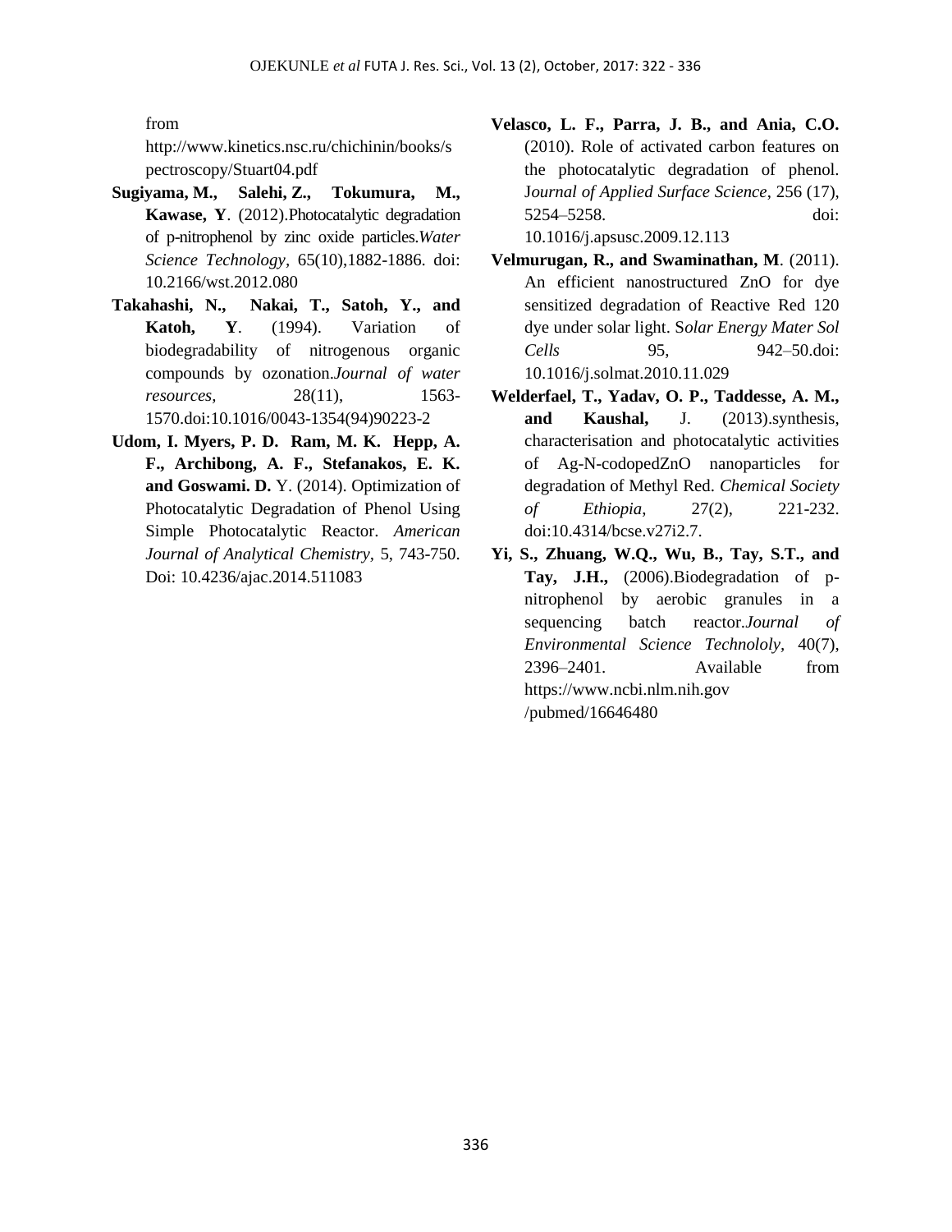from http://www.kinetics.nsc.ru/chichinin/books/spectroscopy/Stuart04.pdf

**Sugiyama, M., Salehi, Z., Tokumura, M., Kawase, Y**. (2012).Photocatalytic degradation of p-nitrophenol by zinc oxide particles.*Water Science Technology*, 65(10),1882-1886. doi: 10.2166/wst.2012.080

**Takahashi, N., Nakai, T., Satoh, Y., and Katoh, Y**. (1994). Variation of biodegradability of nitrogenous organic compounds by ozonation.*Journal of water resources,* 28(11), 1563-1570.doi:10.1016/0043-1354(94)90223-2

**Udom, I. Myers, P. D. Ram, M. K. Hepp, A. F., Archibong, A. F., Stefanakos, E. K. and Goswami. D.** Y. (2014). Optimization of Photocatalytic Degradation of Phenol Using Simple Photocatalytic Reactor. *American Journal of Analytical Chemistry*, 5, 743-750. Doi: 10.4236/ajac.2014.511083

**Velasco, L. F., Parra, J. B., and Ania, C.O.** (2010). Role of activated carbon features on the photocatalytic degradation of phenol. *Journal of Applied Surface Science*, 256 (17), 5254–5258. doi: 10.1016/j.apsusc.2009.12.113

**Velmurugan, R., and Swaminathan, M**. (2011). An efficient nanostructured ZnO for dye sensitized degradation of Reactive Red 120 dye under solar light. S*olar Energy Mater Sol Cells* 95, 942–50.doi: 10.1016/j.solmat.2010.11.029

**Welderfael, T., Yadav, O. P., Taddesse, A. M., and Kaushal,** J. (2013).synthesis, characterisation and photocatalytic activities of Ag-N-codopedZnO nanoparticles for degradation of Methyl Red. *Chemical Society of Ethiopia*, 27(2), 221-232. doi:10.4314/bcse.v27i2.7.

**Yi, S., Zhuang, W.Q., Wu, B., Tay, S.T., and Tay, J.H.,** (2006).Biodegradation of p-nitrophenol by aerobic granules in a sequencing batch reactor.*Journal of Environmental Science Technololy*, 40(7), 2396–2401. Available from https://www.ncbi.nlm.nih.gov /pubmed/16646480